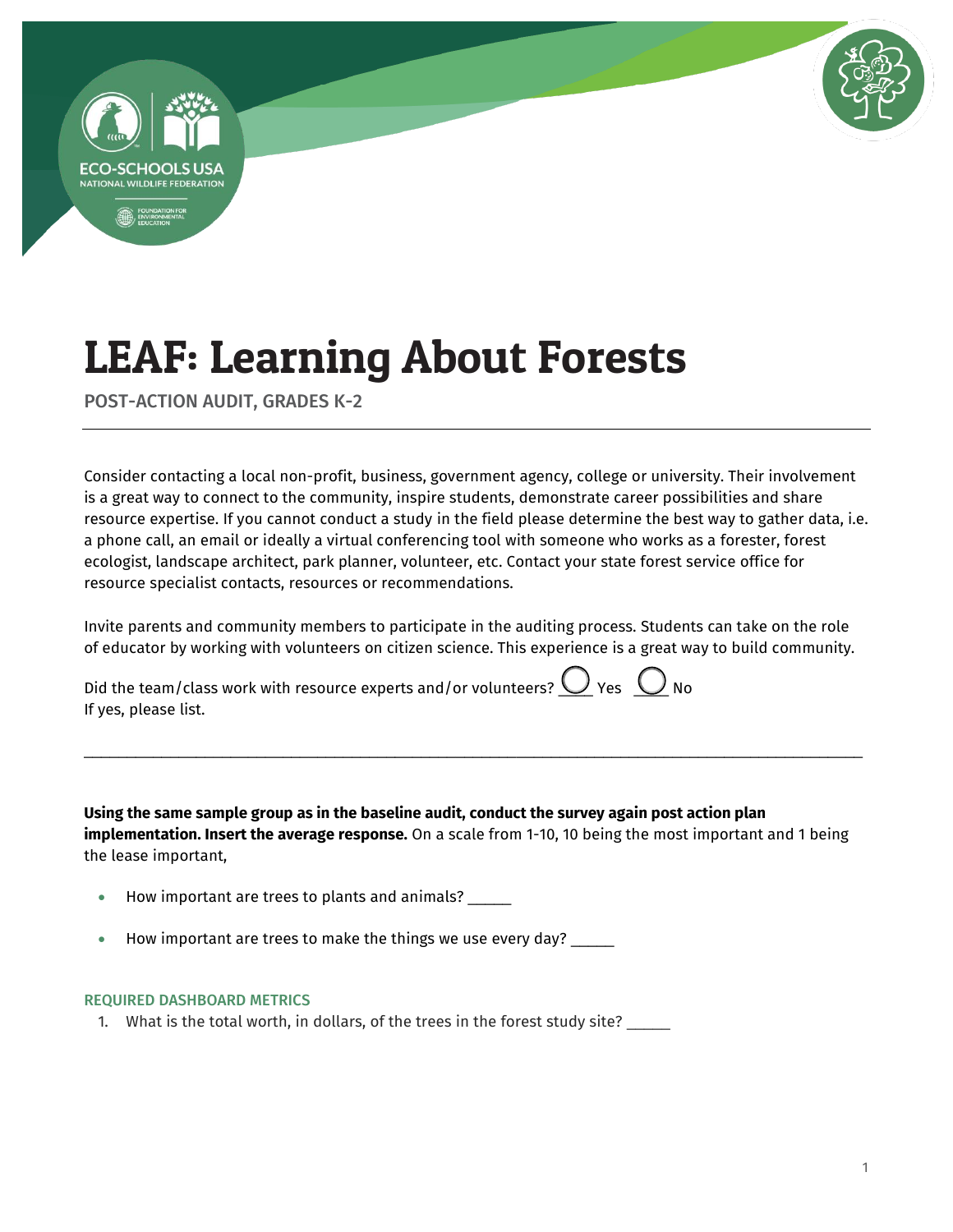# LEAF: Learning About Forests

POST-ACTION AUDIT, GRADES K-2

Consider contacting a local non-profit, business, government agency, college or university. Their involvement is a great way to connect to the community, inspire students, demonstrate career possibilities and share resource expertise. If you cannot conduct a study in the field please determine the best way to gather data, i.e. a phone call, an email or ideally a virtual conferencing tool with someone who works as a forester, forest ecologist, landscape architect, park planner, volunteer, etc. Contact your state forest service office for resource specialist contacts, resources or recommendations.

Invite parents and community members to participate in the auditing process. Students can take on the role of educator by working with volunteers on citizen science. This experience is a great way to build community.

Did the team/class work with resource experts and/or volunteers? ◯ Yes ◯ No
If yes, please list.

_______________________________________________________________________________________

**Using the same sample group as in the baseline audit, conduct the survey again post action plan implementation. Insert the average response.** On a scale from 1-10, 10 being the most important and 1 being the lease important,

- How important are trees to plants and animals? _____
- How important are trees to make the things we use every day? _____

### REQUIRED DASHBOARD METRICS

1. What is the total worth, in dollars, of the trees in the forest study site? _____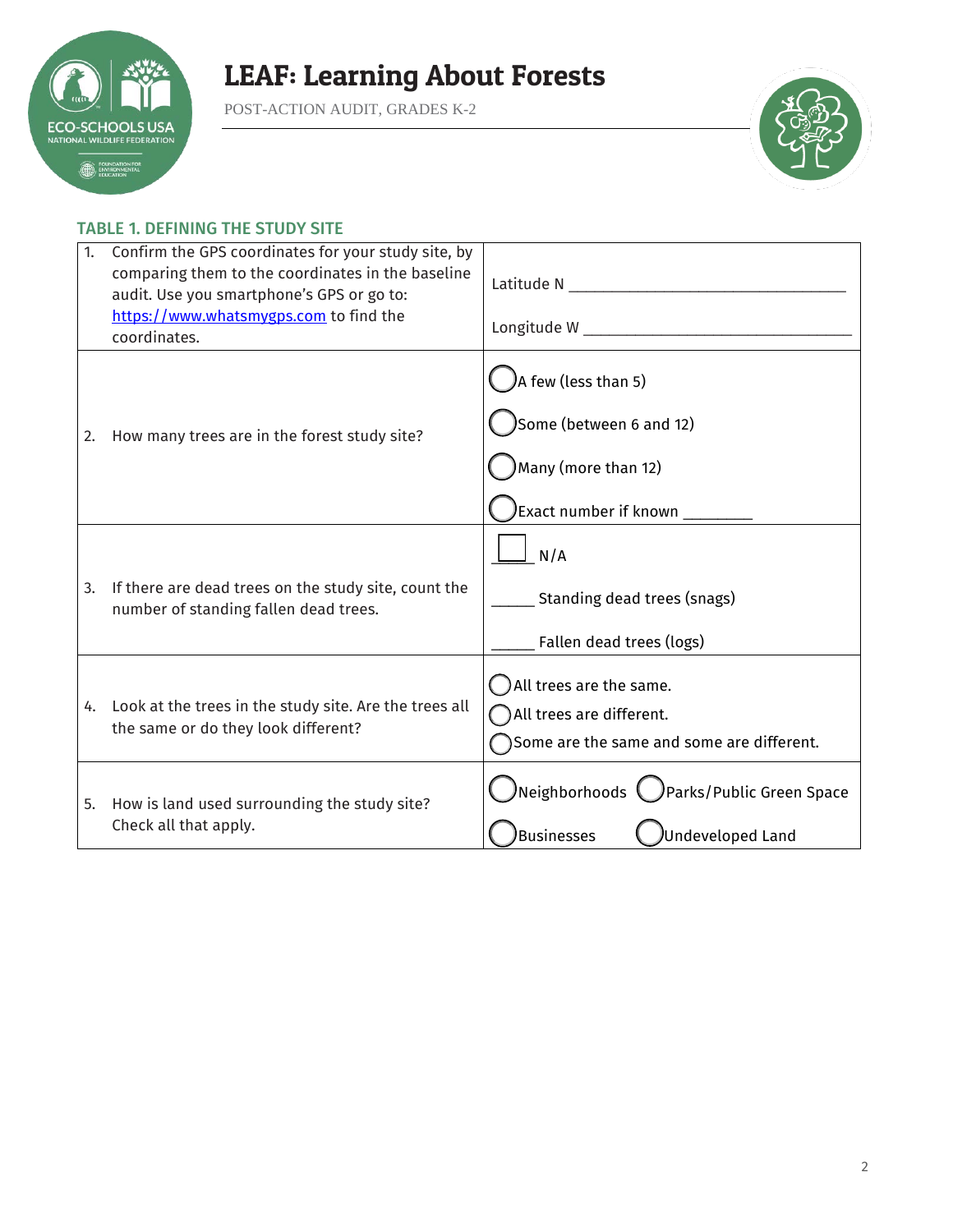# LEAF: Learning About Forests

POST-ACTION AUDIT, GRADES K-2

### TABLE 1. DEFINING THE STUDY SITE

| Question | Response |
|---|---|
| 1. Confirm the GPS coordinates for your study site, by comparing them to the coordinates in the baseline audit. Use you smartphone's GPS or go to: [https://www.whatsmygps.com](https://www.whatsmygps.com) to find the coordinates. | Latitude N ________________________________ <br><br> Longitude W ________________________________ |
| 2. How many trees are in the forest study site? | ◯ A few (less than 5) <br> ◯ Some (between 6 and 12) <br> ◯ Many (more than 12) <br> ◯ Exact number if known ________ |
| 3. If there are dead trees on the study site, count the number of standing fallen dead trees. | ☐ N/A <br> _____ Standing dead trees (snags) <br> _____ Fallen dead trees (logs) |
| 4. Look at the trees in the study site. Are the trees all the same or do they look different? | ◯ All trees are the same. <br> ◯ All trees are different. <br> ◯ Some are the same and some are different. |
| 5. How is land used surrounding the study site? Check all that apply. | ◯ Neighborhoods ◯ Parks/Public Green Space <br> ◯ Businesses ◯ Undeveloped Land |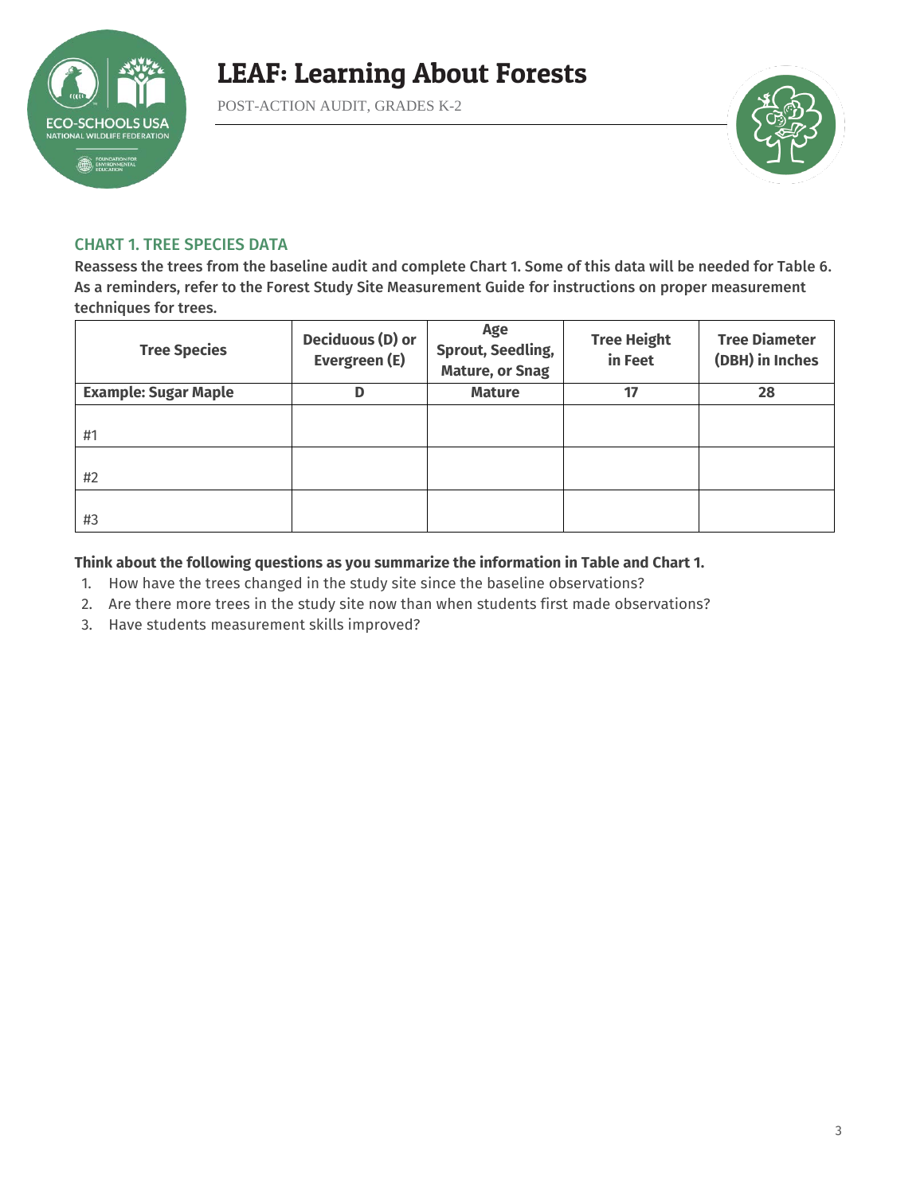# LEAF: Learning About Forests

POST-ACTION AUDIT, GRADES K-2

## CHART 1. TREE SPECIES DATA

**Reassess the trees from the baseline audit and complete Chart 1. Some of this data will be needed for Table 6. As a reminders, refer to the Forest Study Site Measurement Guide for instructions on proper measurement techniques for trees.**

| Tree Species | Deciduous (D) or Evergreen (E) | Age Sprout, Seedling, Mature, or Snag | Tree Height in Feet | Tree Diameter (DBH) in Inches |
|---|---|---|---|---|
| **Example: Sugar Maple** | **D** | **Mature** | **17** | **28** |
| #1 | | | | |
| #2 | | | | |
| #3 | | | | |

**Think about the following questions as you summarize the information in Table and Chart 1.**

1. How have the trees changed in the study site since the baseline observations?
2. Are there more trees in the study site now than when students first made observations?
3. Have students measurement skills improved?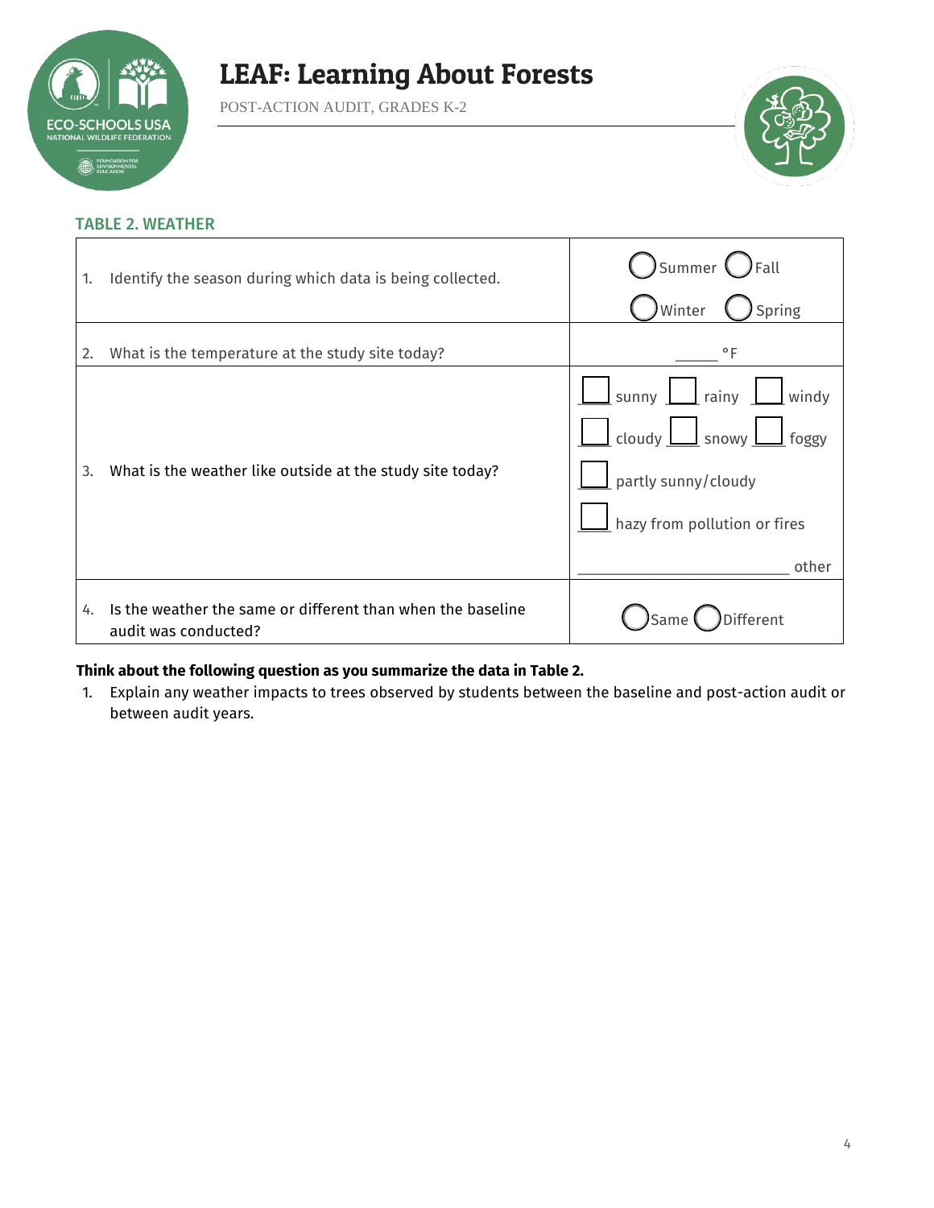# LEAF: Learning About Forests

POST-ACTION AUDIT, GRADES K-2

## TABLE 2. WEATHER

| | |
|---|---|
| 1. Identify the season during which data is being collected. | ◯ Summer ◯ Fall ◯ Winter ◯ Spring |
| 2. What is the temperature at the study site today? | _____ °F |
| 3. What is the weather like outside at the study site today? | ☐ sunny ☐ rainy ☐ windy ☐ cloudy ☐ snowy ☐ foggy ☐ partly sunny/cloudy ☐ hazy from pollution or fires _________________________ other |
| 4. Is the weather the same or different than when the baseline audit was conducted? | ◯ Same ◯ Different |

**Think about the following question as you summarize the data in Table 2.**

1. Explain any weather impacts to trees observed by students between the baseline and post-action audit or between audit years.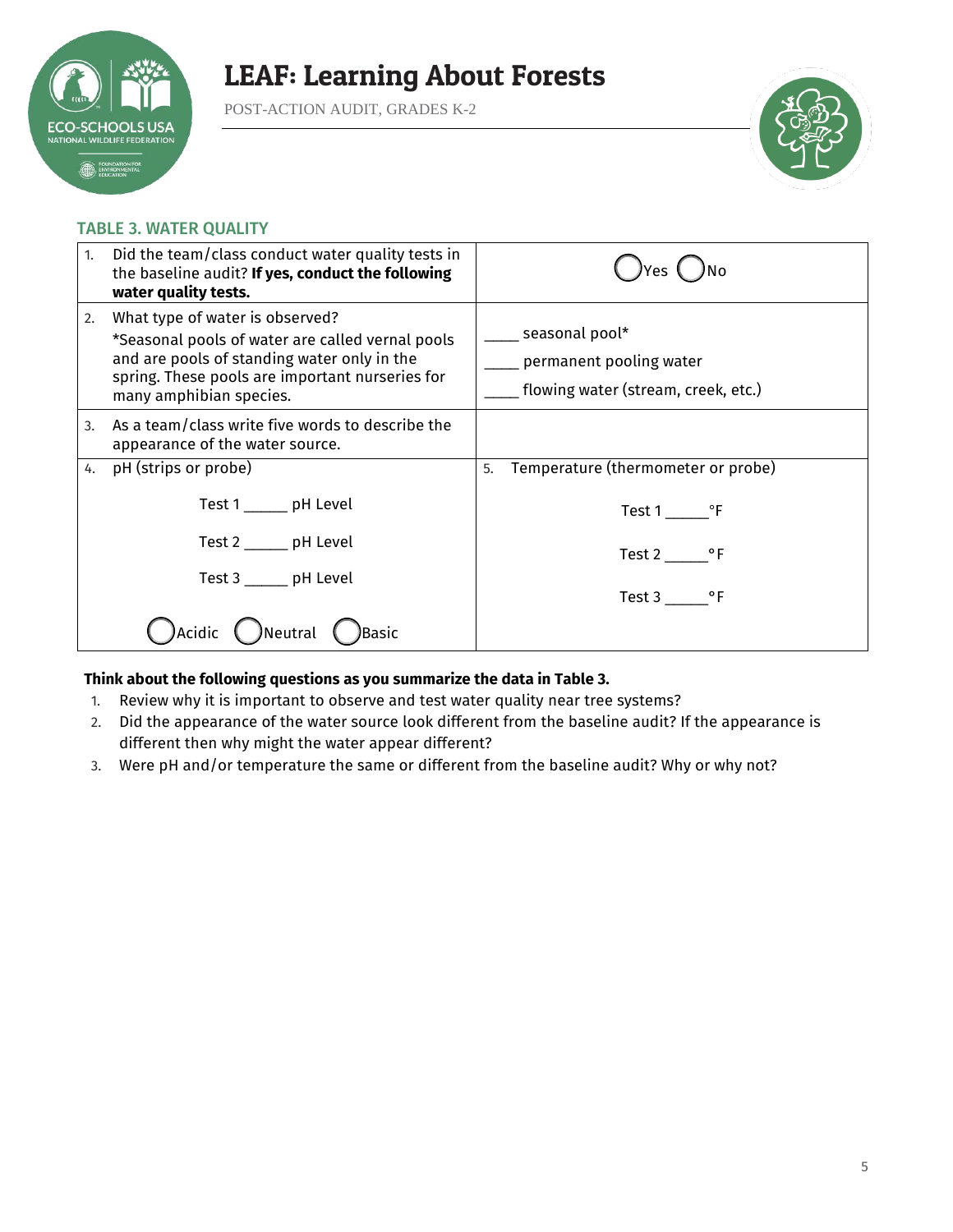### TABLE 3. WATER QUALITY

| | |
|---|---|
| 1. Did the team/class conduct water quality tests in the baseline audit? **If yes, conduct the following water quality tests.** | ◯ Yes ◯ No |
| 2. What type of water is observed?<br>*Seasonal pools of water are called vernal pools and are pools of standing water only in the spring. These pools are important nurseries for many amphibian species. | ____ seasonal pool*<br>____ permanent pooling water<br>____ flowing water (stream, creek, etc.) |
| 3. As a team/class write five words to describe the appearance of the water source. | |
| 4. pH (strips or probe)<br>Test 1 _____ pH Level<br>Test 2 _____ pH Level<br>Test 3 _____ pH Level<br>◯ Acidic ◯ Neutral ◯ Basic | 5. Temperature (thermometer or probe)<br>Test 1 _____°F<br>Test 2 _____°F<br>Test 3 _____°F |

**Think about the following questions as you summarize the data in Table 3.**

1. Review why it is important to observe and test water quality near tree systems?
2. Did the appearance of the water source look different from the baseline audit? If the appearance is different then why might the water appear different?
3. Were pH and/or temperature the same or different from the baseline audit? Why or why not?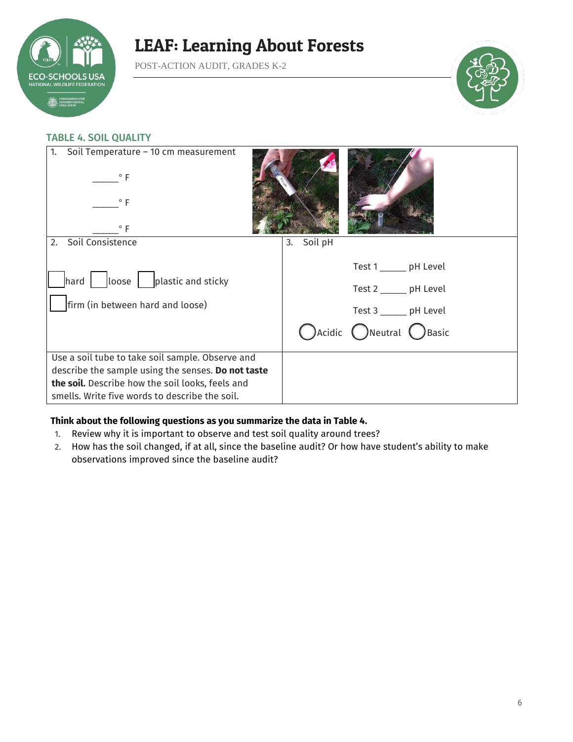## TABLE 4. SOIL QUALITY

| | |
|---|---|
| 1. Soil Temperature – 10 cm measurement<br><br>_____ ° F<br><br>_____ ° F<br><br>_____ ° F | |
| 2. Soil Consistence<br><br>☐ hard ☐ loose ☐ plastic and sticky<br><br>☐ firm (in between hard and loose) | 3. Soil pH<br><br>Test 1 _____ pH Level<br><br>Test 2 _____ pH Level<br><br>Test 3 _____ pH Level<br><br>◯ Acidic ◯ Neutral ◯ Basic |
| Use a soil tube to take soil sample. Observe and describe the sample using the senses. **Do not taste the soil.** Describe how the soil looks, feels and smells. Write five words to describe the soil. | |

**Think about the following questions as you summarize the data in Table 4.**

1. Review why it is important to observe and test soil quality around trees?
2. How has the soil changed, if at all, since the baseline audit? Or how have student's ability to make observations improved since the baseline audit?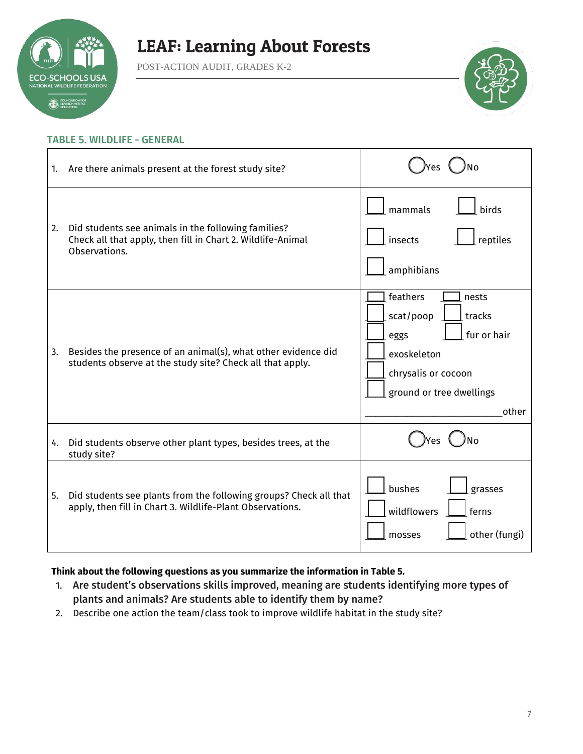# LEAF: Learning About Forests

POST-ACTION AUDIT, GRADES K-2

### TABLE 5. WILDLIFE - GENERAL

| | |
|---|---|
| 1. Are there animals present at the forest study site? | ◯ Yes ◯ No |
| 2. Did students see animals in the following families? Check all that apply, then fill in Chart 2. Wildlife-Animal Observations. | ☐ mammals ☐ birds<br>☐ insects ☐ reptiles<br>☐ amphibians |
| 3. Besides the presence of an animal(s), what other evidence did students observe at the study site? Check all that apply. | ☐ feathers ☐ nests<br>☐ scat/poop ☐ tracks<br>☐ eggs ☐ fur or hair<br>☐ exoskeleton<br>☐ chrysalis or cocoon<br>☐ ground or tree dwellings<br>___________________________ other |
| 4. Did students observe other plant types, besides trees, at the study site? | ◯ Yes ◯ No |
| 5. Did students see plants from the following groups? Check all that apply, then fill in Chart 3. Wildlife-Plant Observations. | ☐ bushes ☐ grasses<br>☐ wildflowers ☐ ferns<br>☐ mosses ☐ other (fungi) |

**Think about the following questions as you summarize the information in Table 5.**

1. **Are student's observations skills improved, meaning are students identifying more types of plants and animals? Are students able to identify them by name?**
2. Describe one action the team/class took to improve wildlife habitat in the study site?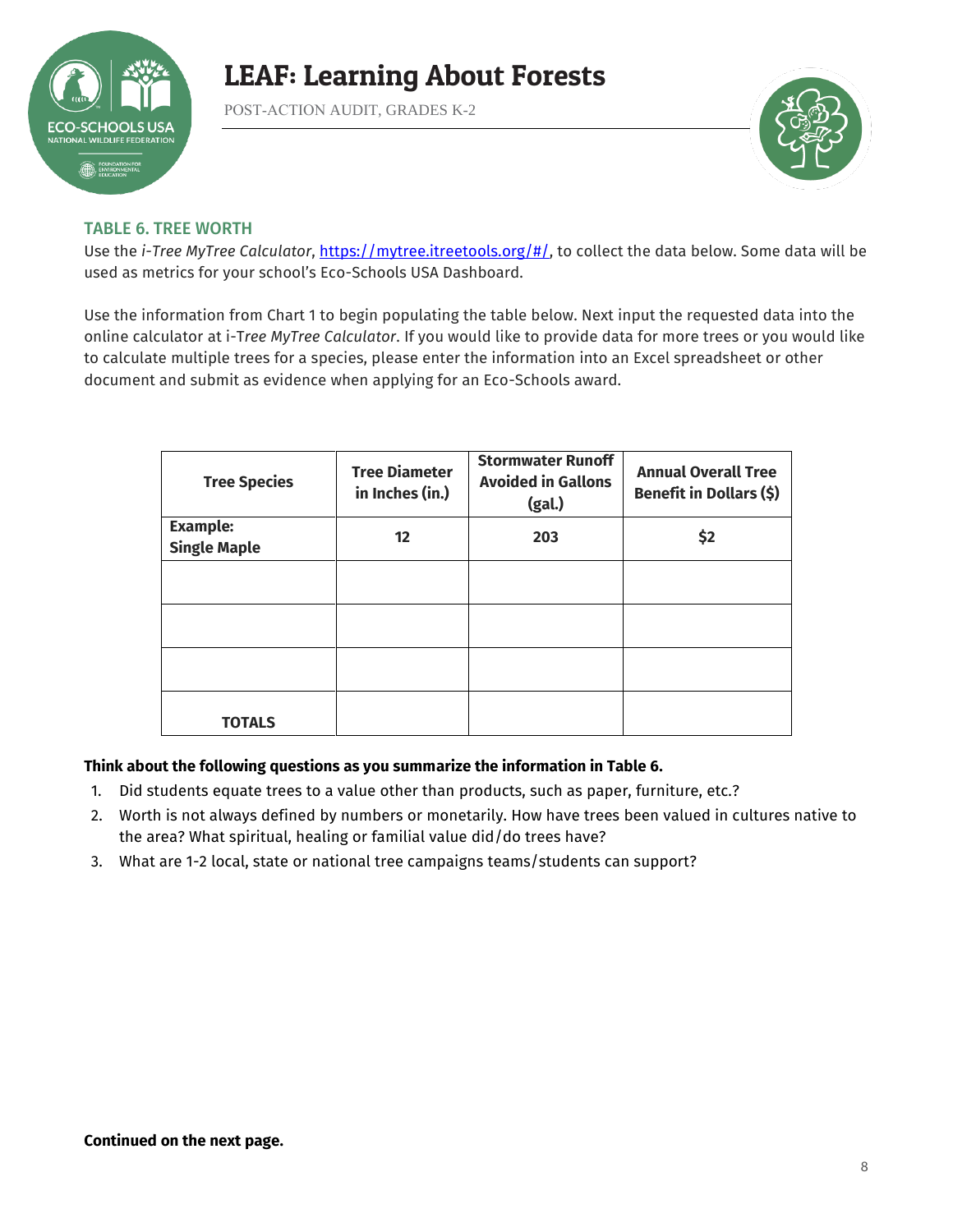# LEAF: Learning About Forests

POST-ACTION AUDIT, GRADES K-2

## TABLE 6. TREE WORTH

Use the *i-Tree MyTree Calculator*, https://mytree.itreetools.org/#/, to collect the data below. Some data will be used as metrics for your school's Eco-Schools USA Dashboard.

Use the information from Chart 1 to begin populating the table below. Next input the requested data into the online calculator at i-T*ree MyTree Calculator*. If you would like to provide data for more trees or you would like to calculate multiple trees for a species, please enter the information into an Excel spreadsheet or other document and submit as evidence when applying for an Eco-Schools award.

| Tree Species | Tree Diameter in Inches (in.) | Stormwater Runoff Avoided in Gallons (gal.) | Annual Overall Tree Benefit in Dollars ($) |
|---|---|---|---|
| **Example: Single Maple** | **12** | **203** | **$2** |
| | | | |
| | | | |
| | | | |
| **TOTALS** | | | |

**Think about the following questions as you summarize the information in Table 6.**

1. Did students equate trees to a value other than products, such as paper, furniture, etc.?
2. Worth is not always defined by numbers or monetarily. How have trees been valued in cultures native to the area? What spiritual, healing or familial value did/do trees have?
3. What are 1-2 local, state or national tree campaigns teams/students can support?

**Continued on the next page.**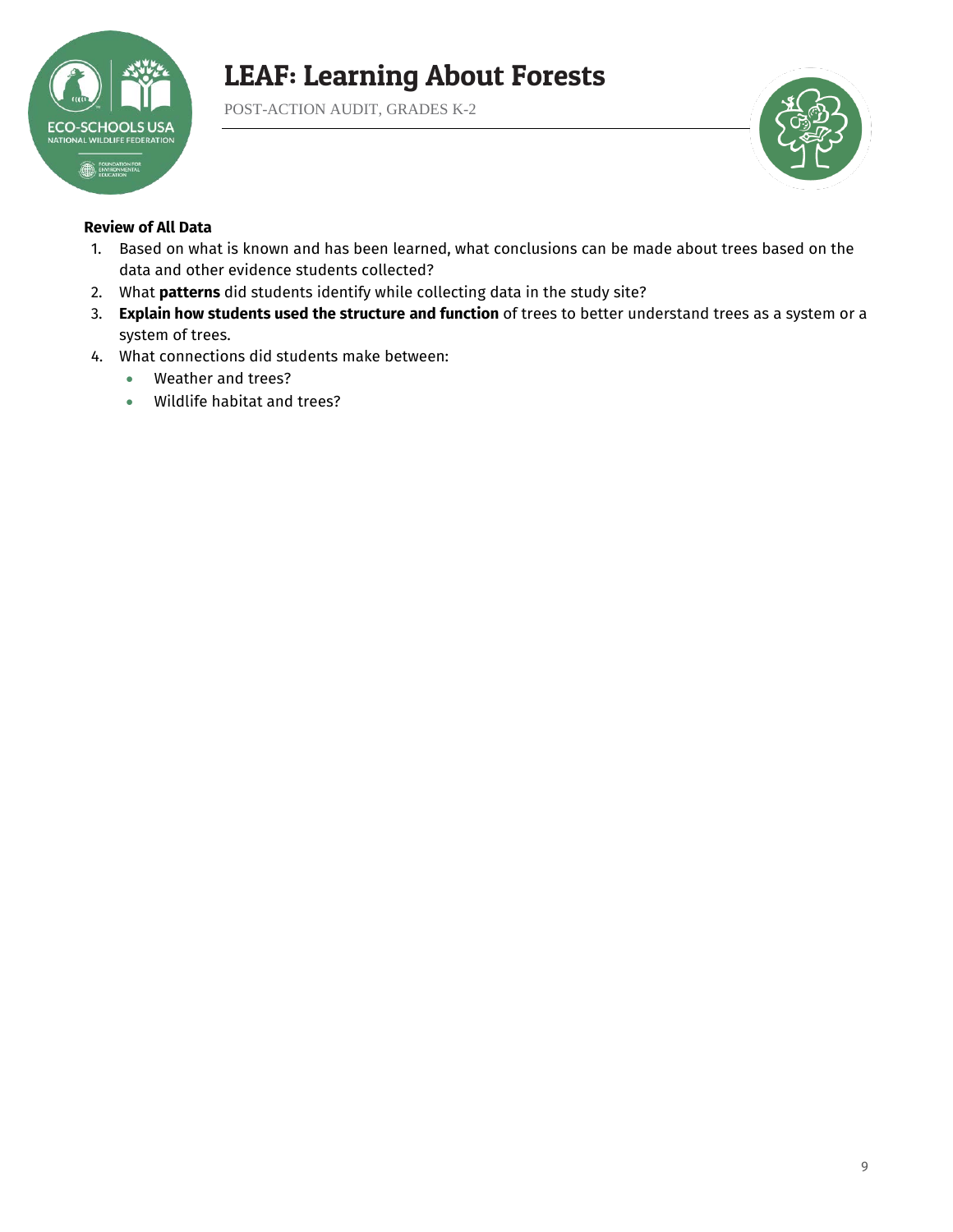**Review of All Data**

1. Based on what is known and has been learned, what conclusions can be made about trees based on the data and other evidence students collected?
2. What **patterns** did students identify while collecting data in the study site?
3. **Explain how students used the structure and function** of trees to better understand trees as a system or a system of trees.
4. What connections did students make between:
   - Weather and trees?
   - Wildlife habitat and trees?